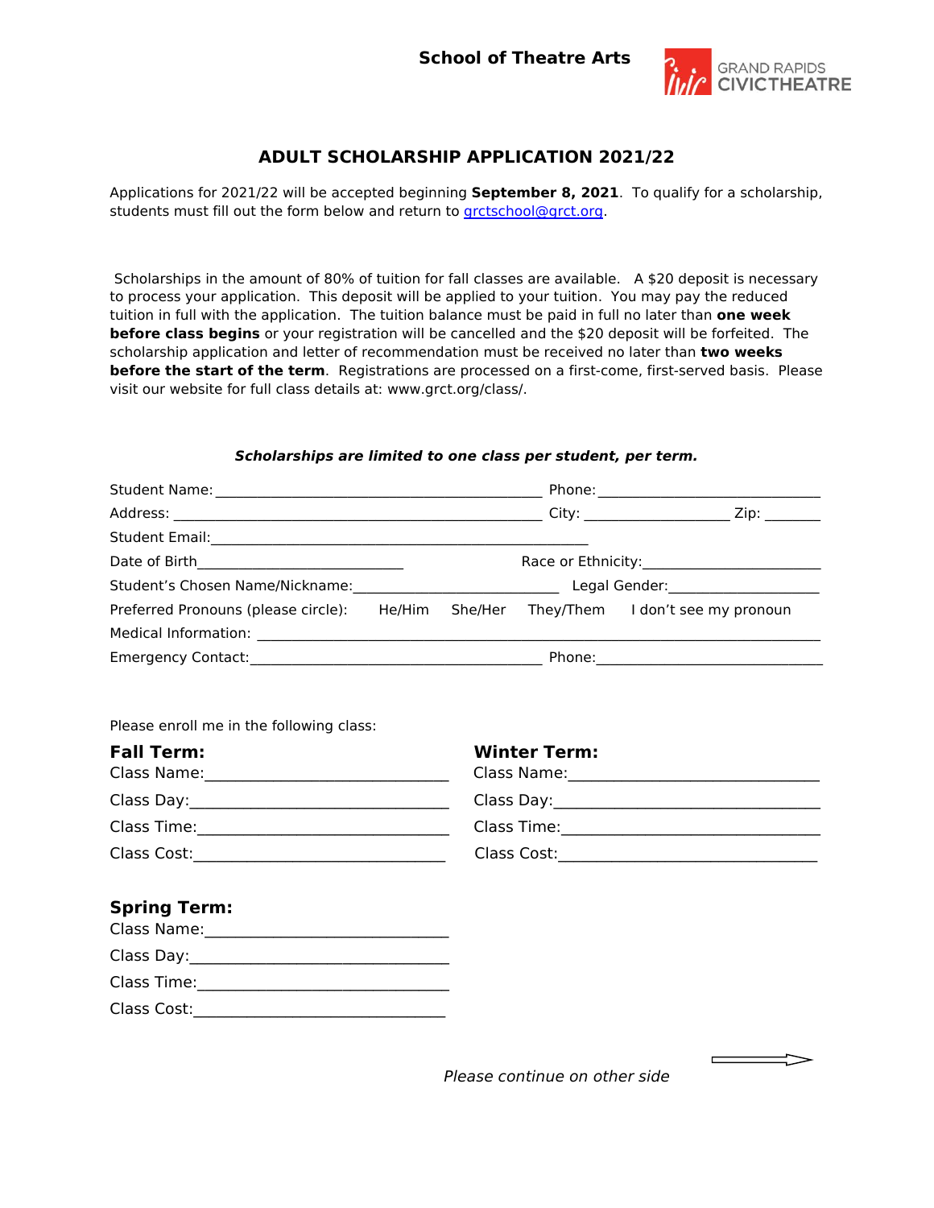**School of Theatre Arts**

GRAND RAPIDS CIVICTHEATRE

# ADULT SCHOLARSHIP APPLICATION 2021/22

Applications for 2021/22 will be accepted beginning **September 8, 2021**. To qualify for a scholarship, students must fill out the form below and return to grctschool@grct.org.

Scholarships in the amount of 80% of tuition for fall classes are available. A $20 deposit is necessary to process your application. This deposit will be applied to your tuition. You may pay the reduced tuition in full with the application. The tuition balance must be paid in full no later than **one week before class begins** or your registration will be cancelled and the $20 deposit will be forfeited. The scholarship application and letter of recommendation must be received no later than **two weeks before the start of the term**. Registrations are processed on a first-come, first-served basis. Please visit our website for full class details at: www.grct.org/class/.

***Scholarships are limited to one class per student, per term.***

Student Name:____________________________________________ Phone:_____________________________

Address: _________________________________________________ City: ___________________ Zip: _______

Student Email:___________________________________________________

Date of Birth___________________________ Race or Ethnicity:_______________________

Student's Chosen Name/Nickname:___________________________ Legal Gender:____________________

Preferred Pronouns (please circle): He/Him She/Her They/Them I don't see my pronoun

Medical Information: _____________________________________________________________________________

Emergency Contact:______________________________________ Phone:_____________________________

Please enroll me in the following class:

**Fall Term:**

Class Name:______________________________

Class Day:________________________________

Class Time:_______________________________

Class Cost:_______________________________

**Winter Term:**

Class Name:______________________________

Class Day:________________________________

Class Time:_______________________________

Class Cost:_______________________________

**Spring Term:**

Class Name:______________________________

Class Day:________________________________

Class Time:_______________________________

Class Cost:_______________________________

*Please continue on other side*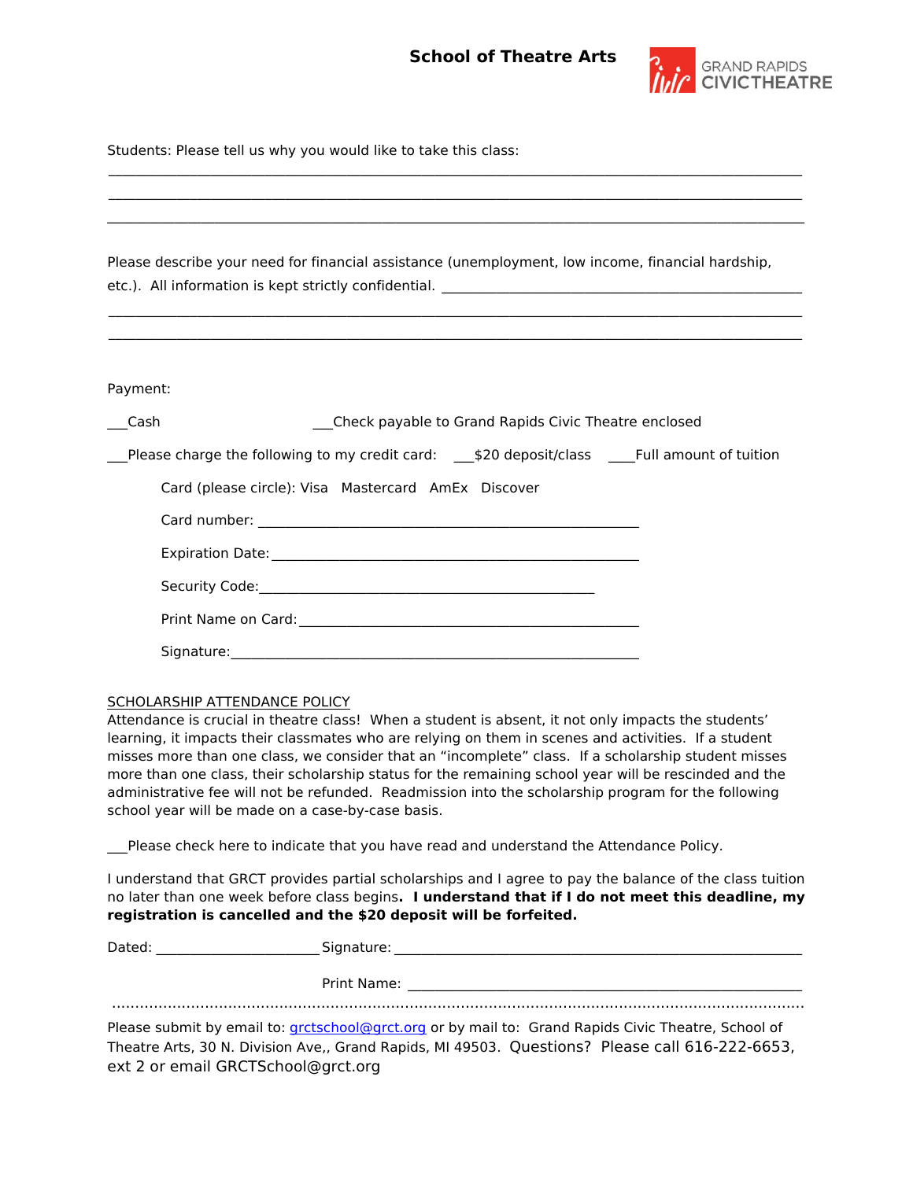## School of Theatre Arts

GRAND RAPIDS CIVICTHEATRE

Students: Please tell us why you would like to take this class:

___________________________________________________________________________

___________________________________________________________________________

___________________________________________________________________________

Please describe your need for financial assistance (unemployment, low income, financial hardship, etc.). All information is kept strictly confidential. ___________________________________________

___________________________________________________________________________

___________________________________________________________________________

Payment:

___Cash ___Check payable to Grand Rapids Civic Theatre enclosed

___Please charge the following to my credit card: ___$20 deposit/class ____Full amount of tuition

Card (please circle): Visa Mastercard AmEx Discover

Card number: ___________________________________________

Expiration Date: ________________________________________

Security Code: _______________________________________

Print Name on Card: ____________________________________

Signature: _____________________________________________

SCHOLARSHIP ATTENDANCE POLICY

Attendance is crucial in theatre class! When a student is absent, it not only impacts the students' learning, it impacts their classmates who are relying on them in scenes and activities. If a student misses more than one class, we consider that an "incomplete" class. If a scholarship student misses more than one class, their scholarship status for the remaining school year will be rescinded and the administrative fee will not be refunded. Readmission into the scholarship program for the following school year will be made on a case-by-case basis.

___Please check here to indicate that you have read and understand the Attendance Policy.

I understand that GRCT provides partial scholarships and I agree to pay the balance of the class tuition no later than one week before class begins**. I understand that if I do not meet this deadline, my registration is cancelled and the $20 deposit will be forfeited.**

Dated: ____________________ Signature: ______________________________________________

Print Name: ______________________________________________

.......................................................................................................................................................

Please submit by email to: grctschool@grct.org or by mail to: Grand Rapids Civic Theatre, School of Theatre Arts, 30 N. Division Ave,, Grand Rapids, MI 49503. Questions? Please call 616-222-6653, ext 2 or email GRCTSchool@grct.org